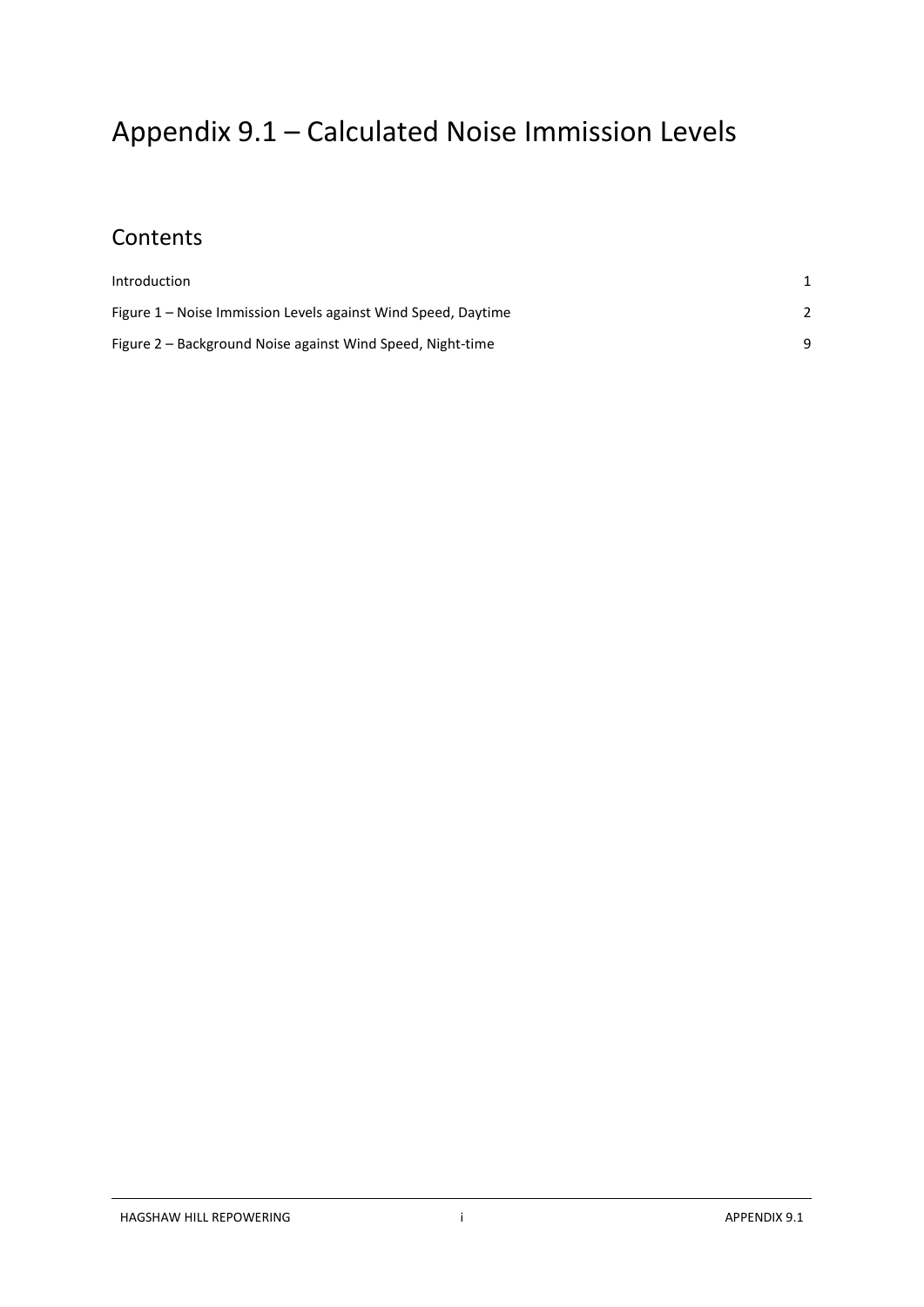# Appendix 9.1 – Calculated Noise Immission Levels

## Contents

| | |
|---|---|
| Introduction | 1 |
| Figure 1 – Noise Immission Levels against Wind Speed, Daytime | 2 |
| Figure 2 – Background Noise against Wind Speed, Night-time | 9 |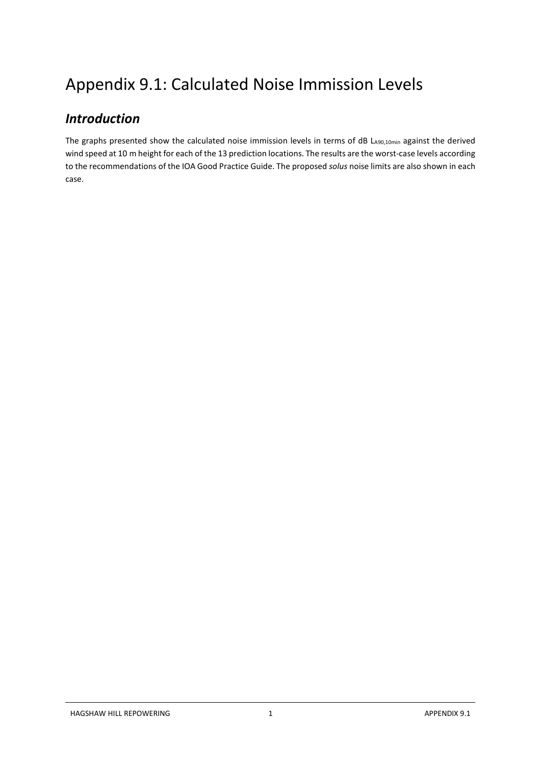# Appendix 9.1: Calculated Noise Immission Levels

## *Introduction*

The graphs presented show the calculated noise immission levels in terms of dB $L_{A90,10min}$ against the derived wind speed at 10 m height for each of the 13 prediction locations. The results are the worst-case levels according to the recommendations of the IOA Good Practice Guide. The proposed *solus* noise limits are also shown in each case.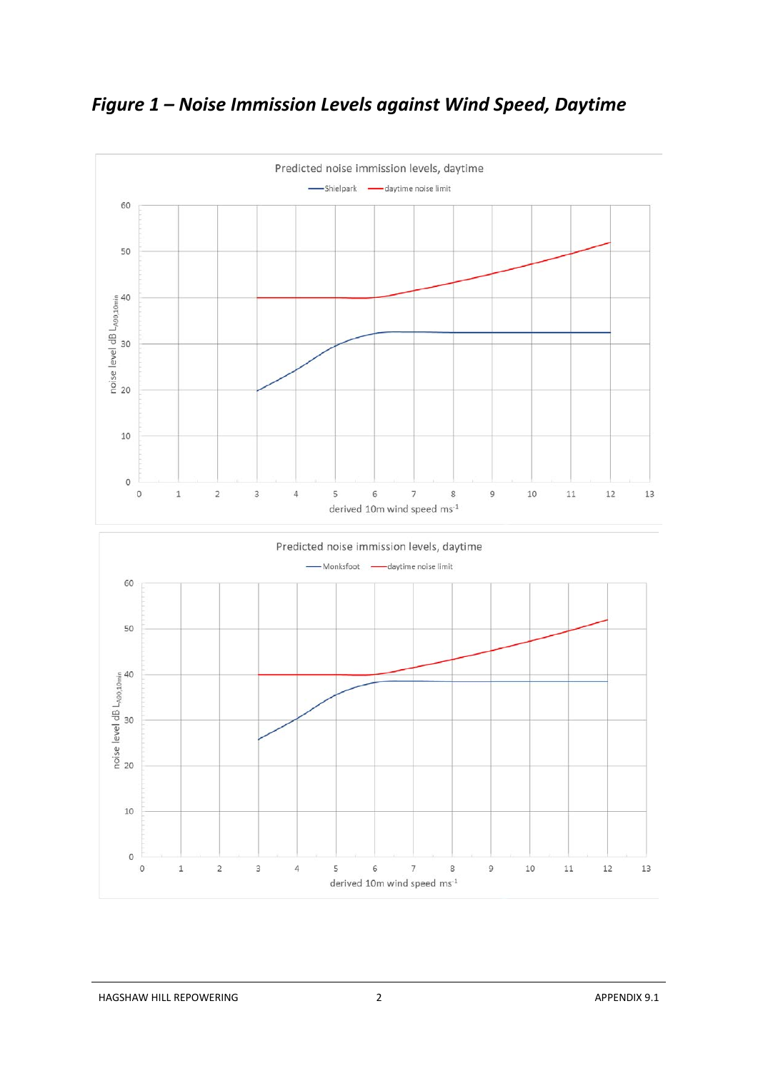*Figure 1 – Noise Immission Levels against Wind Speed, Daytime*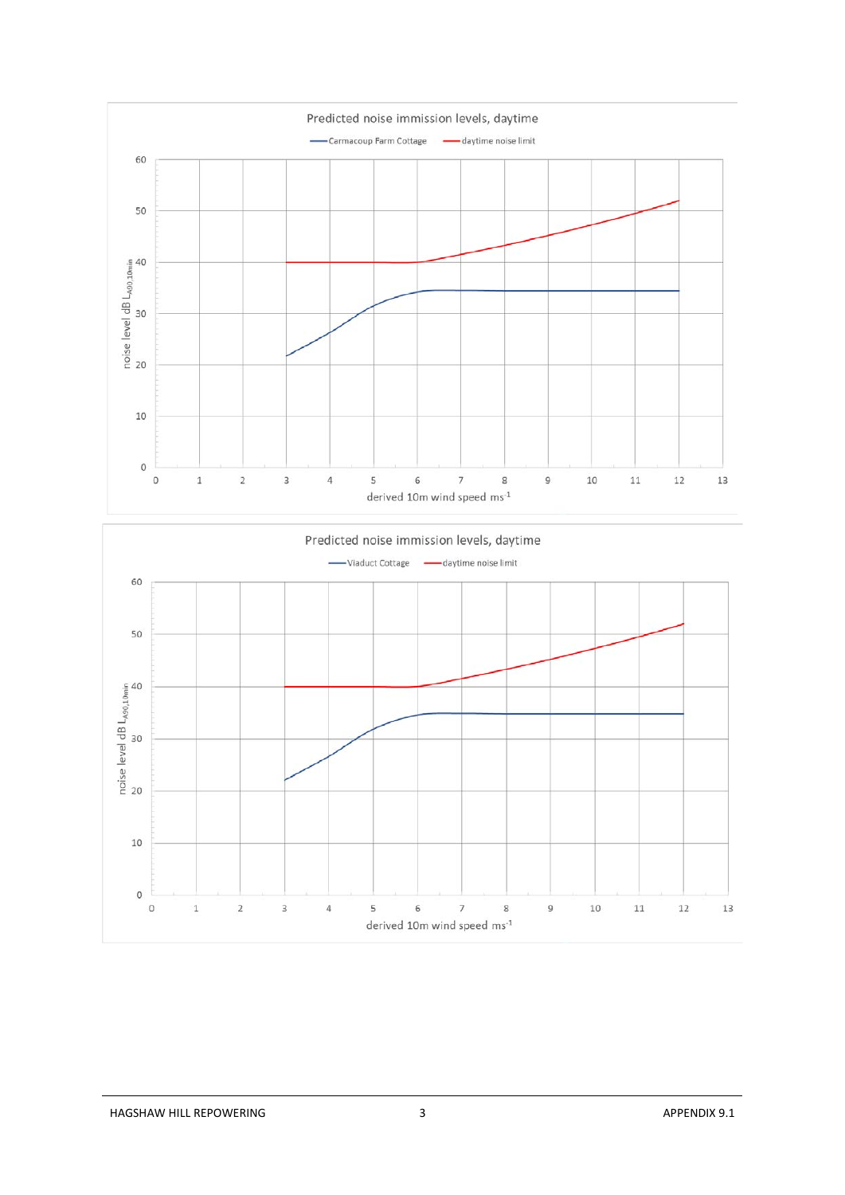Predicted noise immission levels, daytime

Carmacoup Farm Cottage — daytime noise limit

noise level dB $L_{A90,10min}$

derived 10m wind speed $ms^{-1}$

Predicted noise immission levels, daytime

Viaduct Cottage — daytime noise limit

noise level dB $L_{A90,10min}$

derived 10m wind speed $ms^{-1}$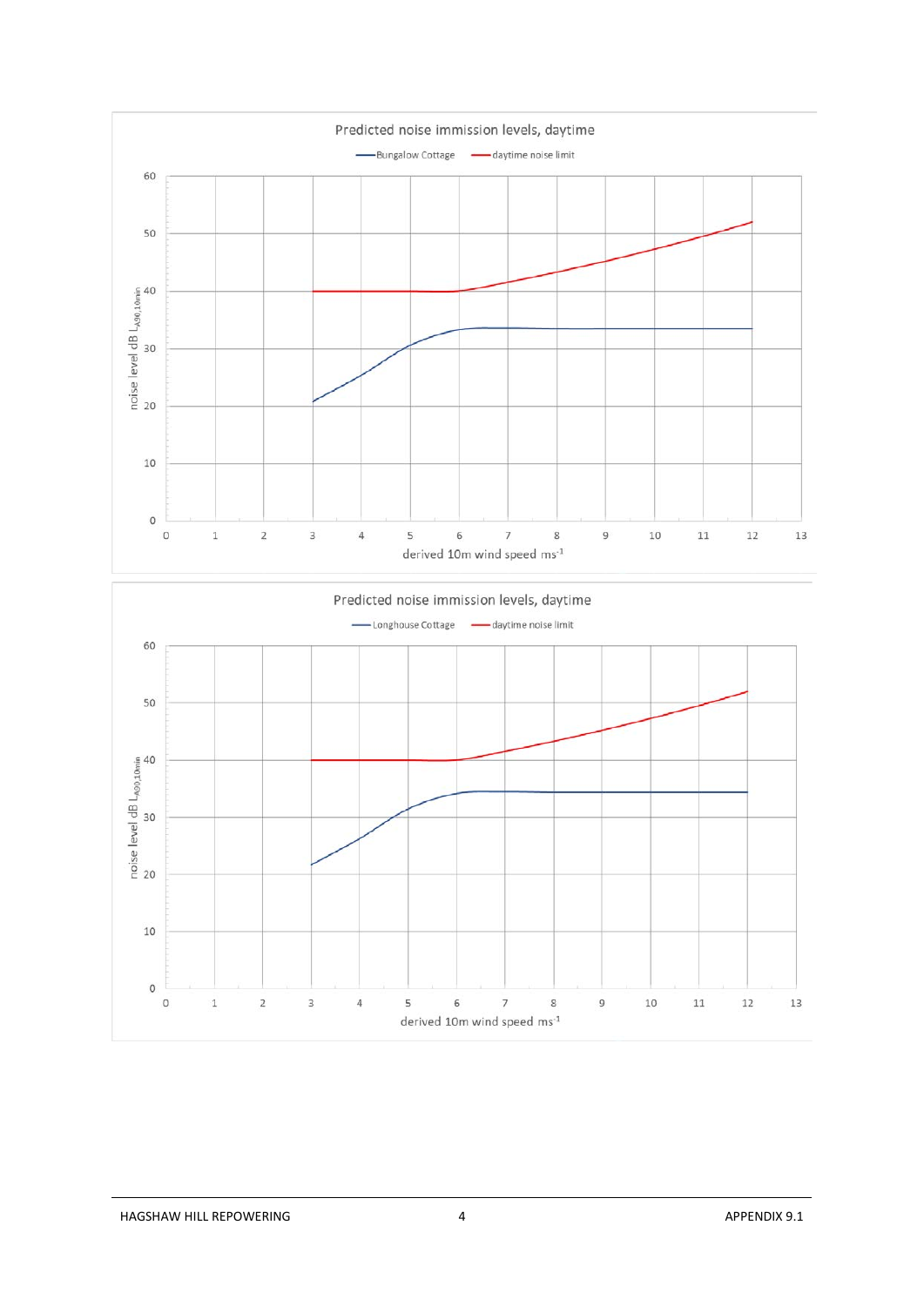Predicted noise immission levels, daytime

Bungalow Cottage — daytime noise limit

noise level dB $L_{A90,10min}$

derived 10m wind speed $ms^{-1}$

Predicted noise immission levels, daytime

Longhouse Cottage — daytime noise limit

noise level dB $L_{A90,10min}$

derived 10m wind speed $ms^{-1}$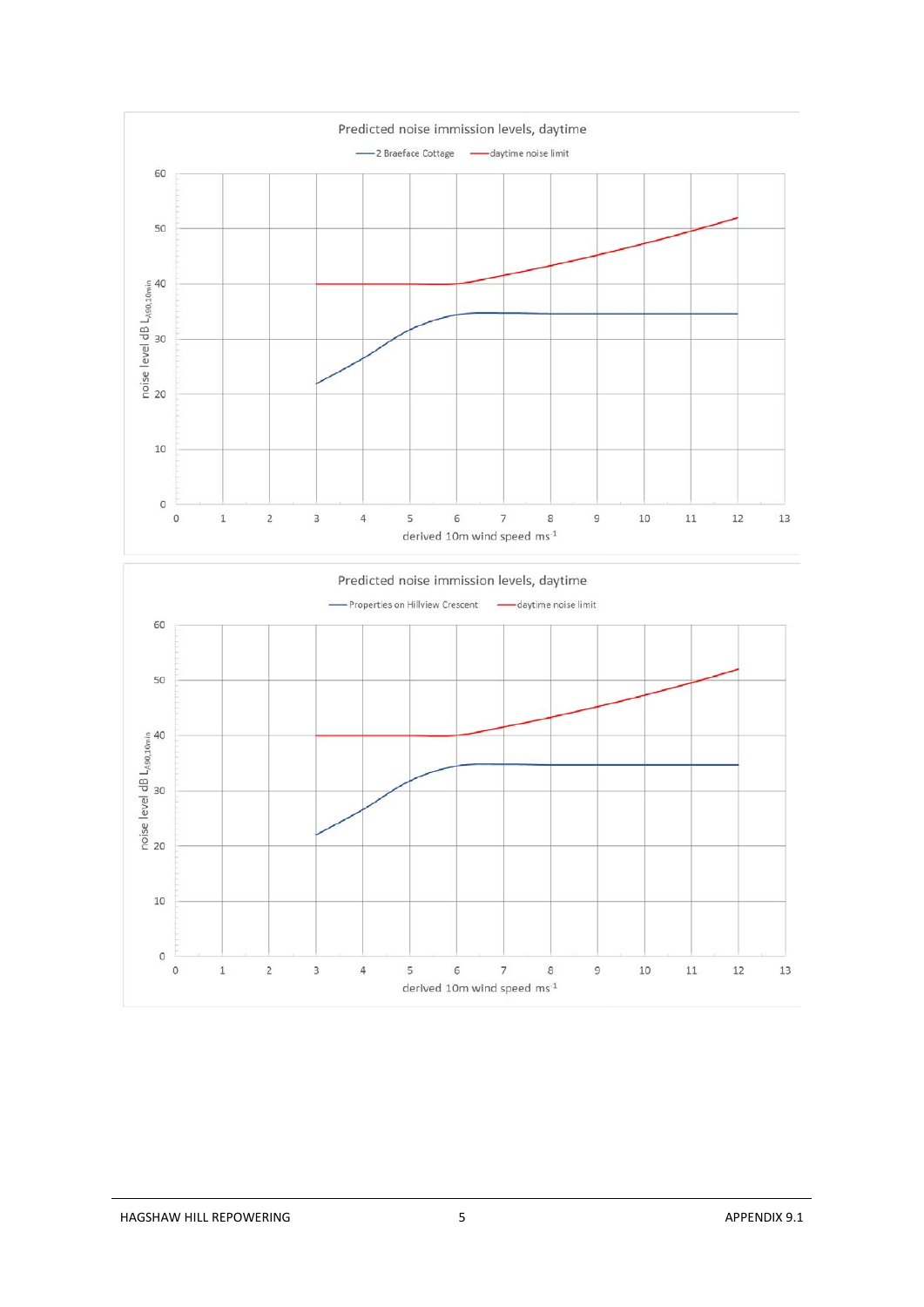Predicted noise immission levels, daytime

— 2 Braeface Cottage — daytime noise limit

noise level dB $L_{A90,10min}$

derived 10m wind speed $ms^{-1}$

Predicted noise immission levels, daytime

— Properties on Hillview Crescent — daytime noise limit

noise level dB $L_{A90,10min}$

derived 10m wind speed $ms^{-1}$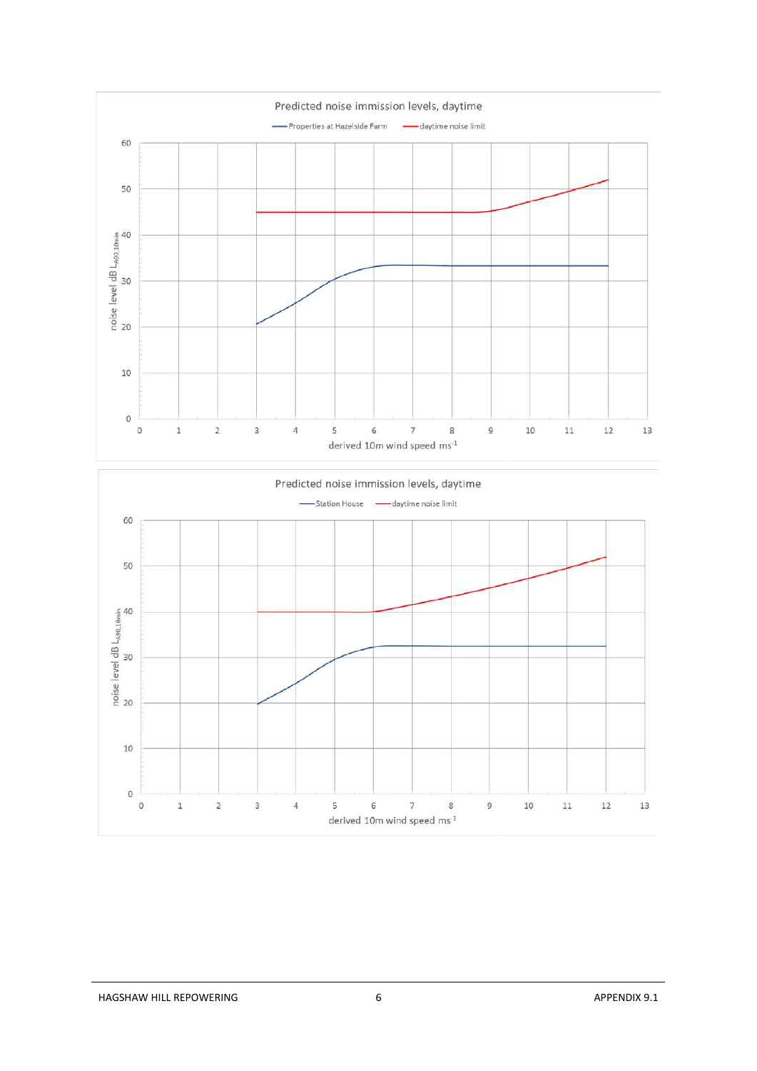Predicted noise immission levels, daytime

— Properties at Hazelside Farm — daytime noise limit

noise level dB $L_{A90,10min}$

derived 10m wind speed $ms^{-1}$

Predicted noise immission levels, daytime

— Station House — daytime noise limit

noise level dB $L_{A90,10min}$

derived 10m wind speed $ms^{-1}$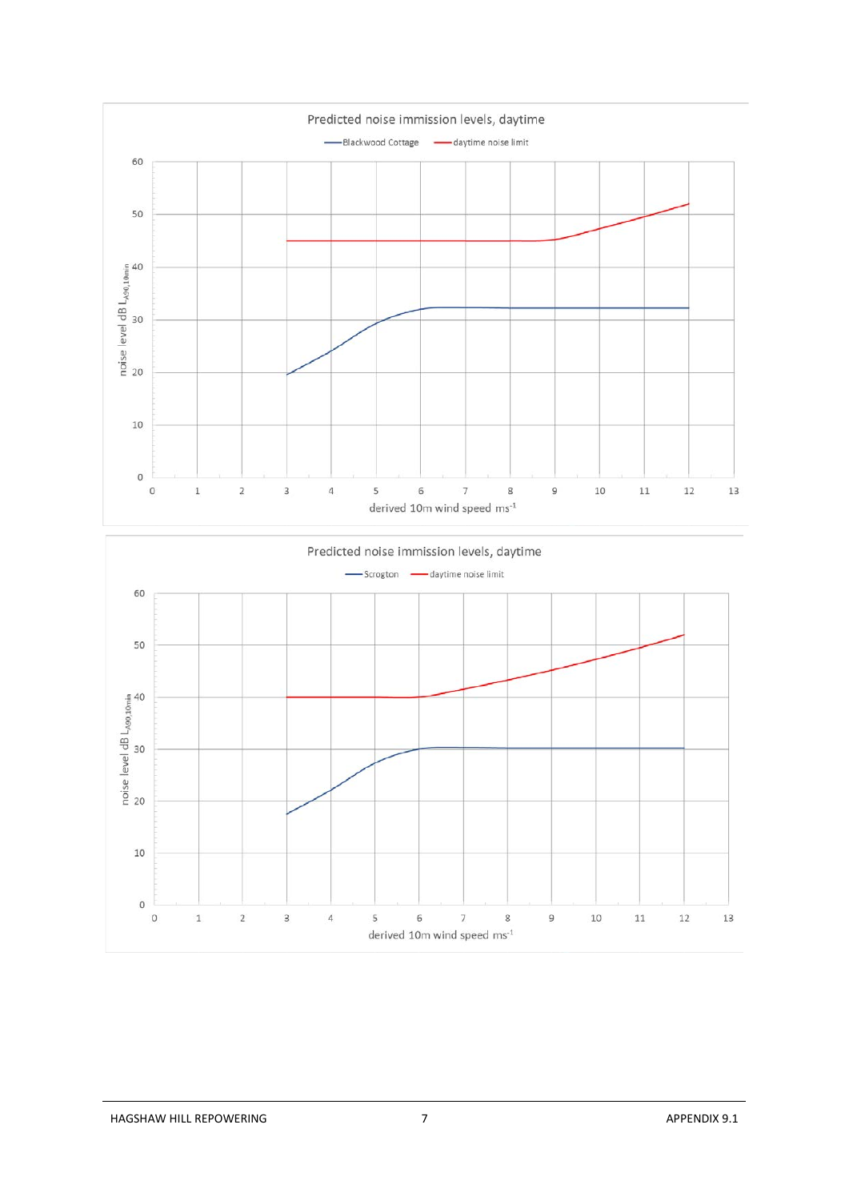Predicted noise immission levels, daytime

Blackwood Cottage — daytime noise limit

noise level dB $L_{A90,10min}$

derived 10m wind speed $ms^{-1}$

Predicted noise immission levels, daytime

Scrogton — daytime noise limit

noise level dB $L_{A90,10min}$

derived 10m wind speed $ms^{-1}$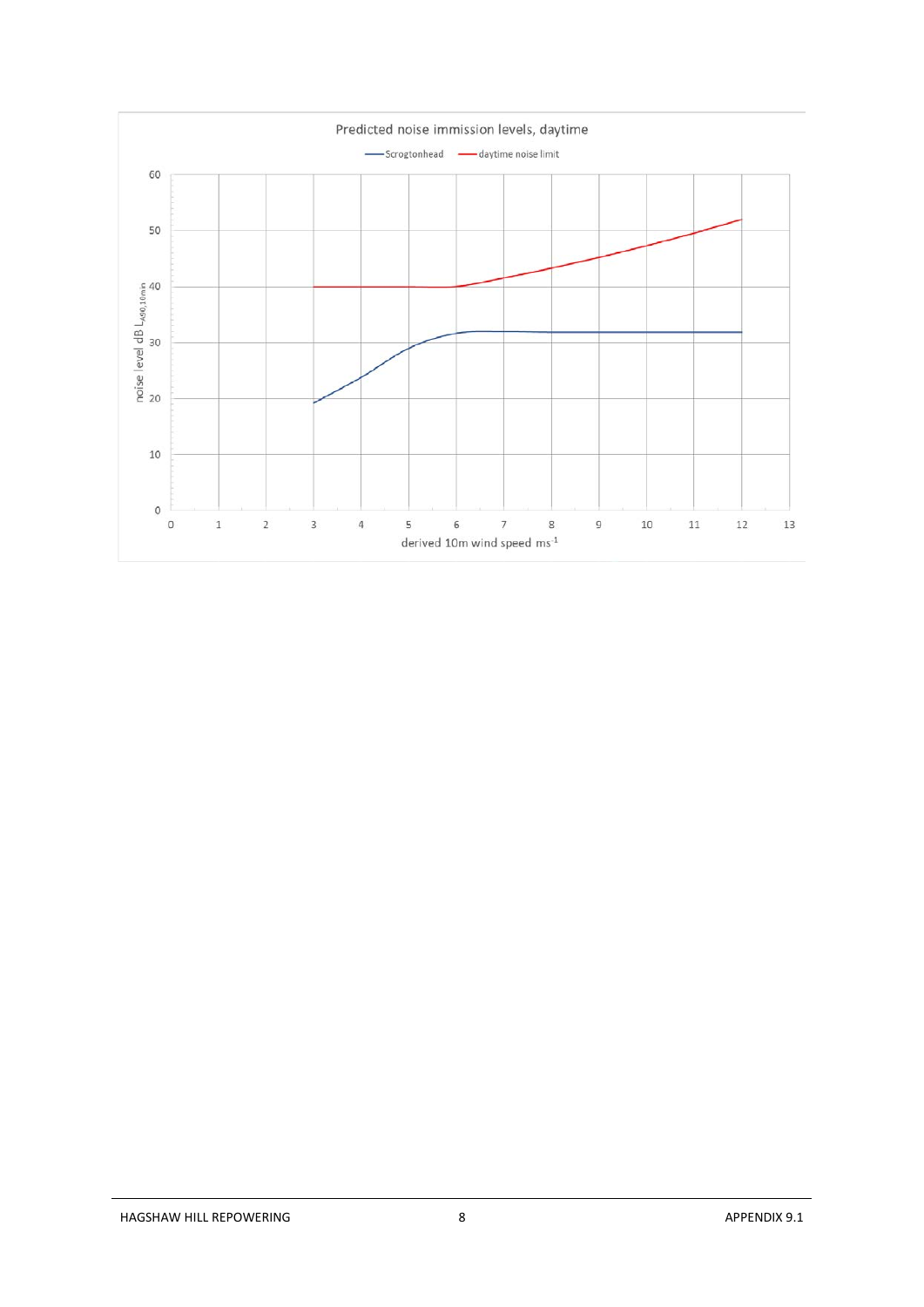Predicted noise immission levels, daytime

— Scrogtonhead — daytime noise limit

noise level dB $L_{A90,10min}$

derived 10m wind speed $ms^{-1}$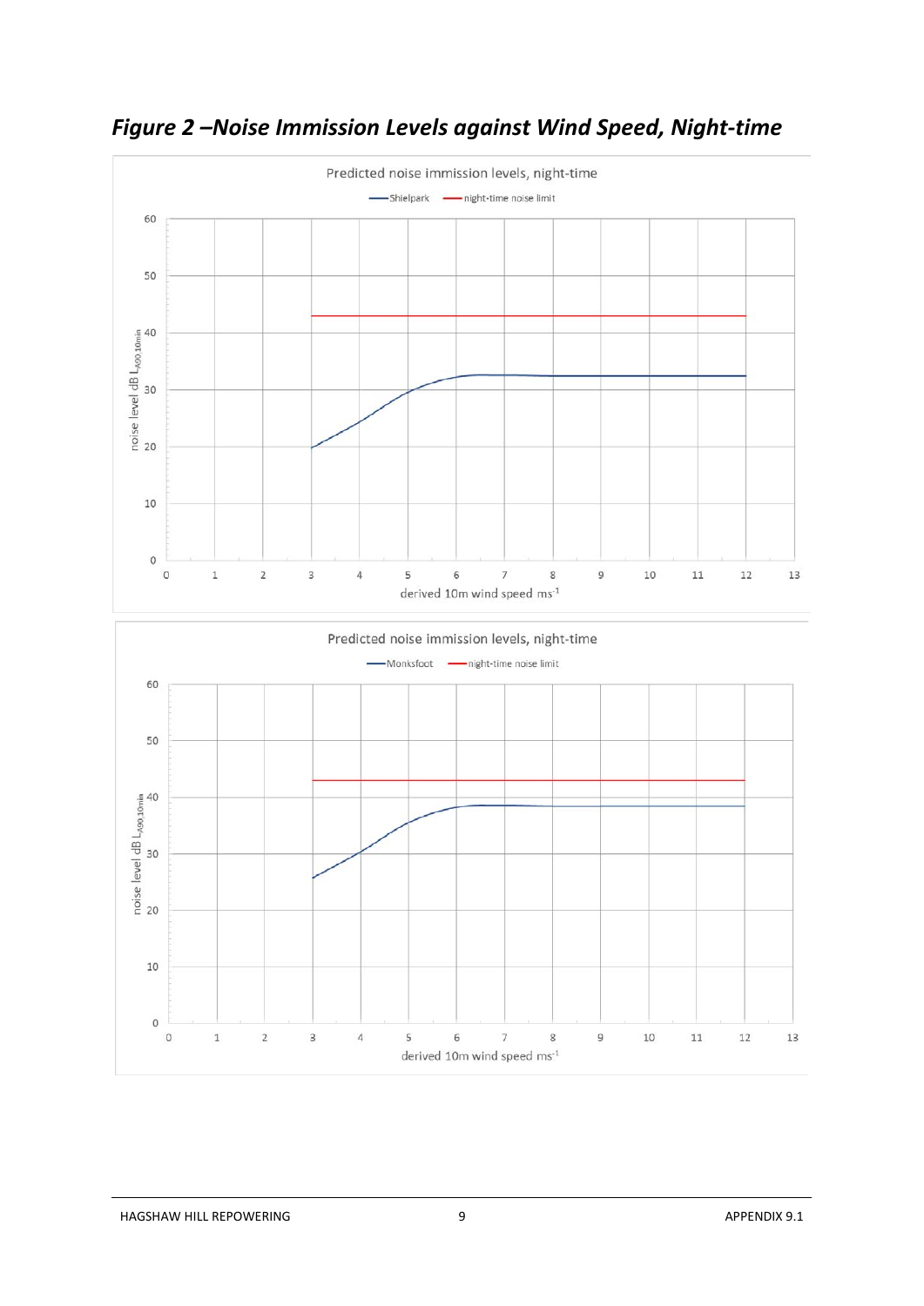## *Figure 2 –Noise Immission Levels against Wind Speed, Night-time*

Predicted noise immission levels, night-time

— Shielpark — night-time noise limit

noise level dB $L_{A90,10min}$

derived 10m wind speed $ms^{-1}$

Predicted noise immission levels, night-time

— Monksfoot — night-time noise limit

noise level dB $L_{A90,10min}$

derived 10m wind speed $ms^{-1}$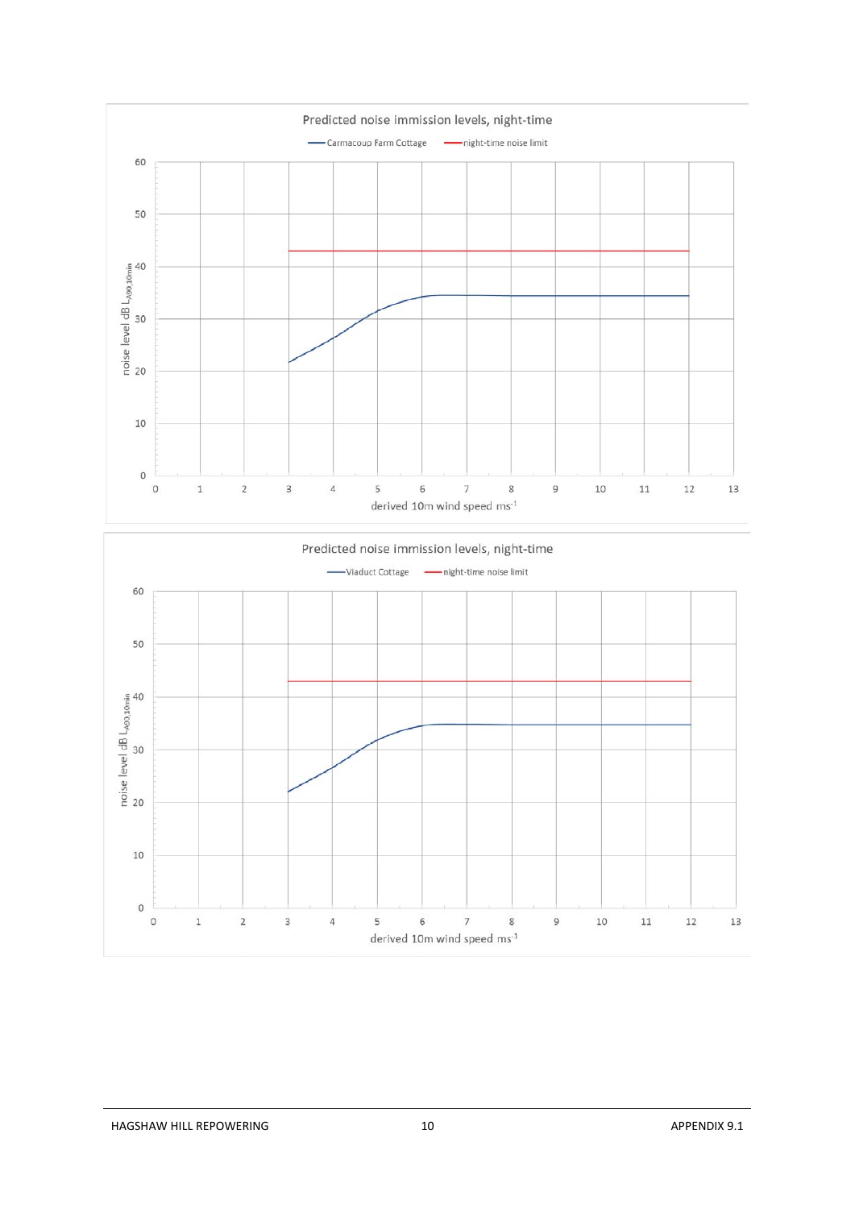Predicted noise immission levels, night-time

— Carmacoup Farm Cottage — night-time noise limit

noise level dB $L_{A90,10min}$

derived 10m wind speed $ms^{-1}$

Predicted noise immission levels, night-time

— Viaduct Cottage — night-time noise limit

noise level dB $L_{A90,10min}$

derived 10m wind speed $ms^{-1}$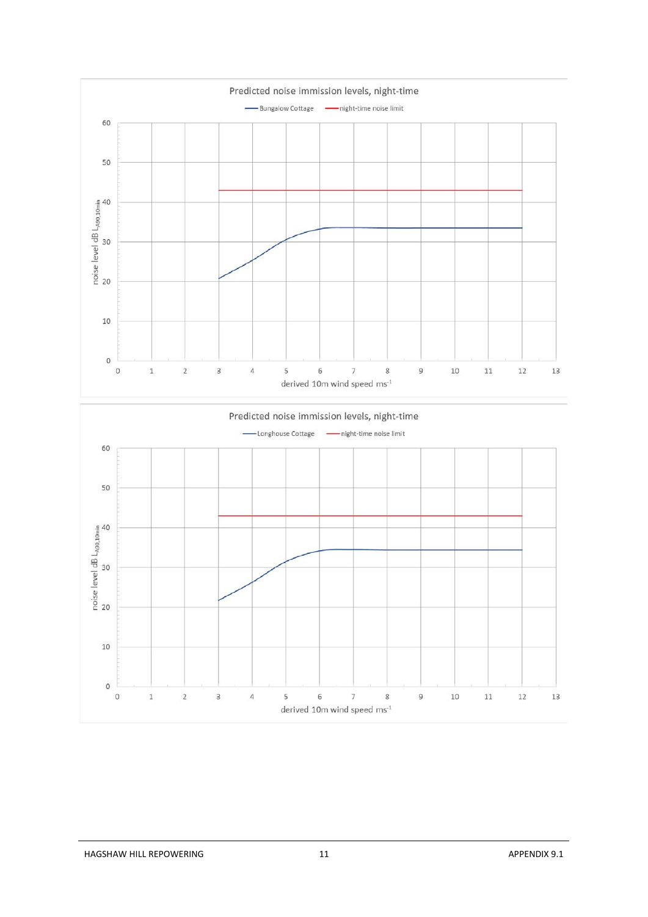Predicted noise immission levels, night-time

Bungalow Cottage — night-time noise limit

noise level dB $L_{A90,10min}$

derived 10m wind speed $ms^{-1}$

Predicted noise immission levels, night-time

Longhouse Cottage — night-time noise limit

noise level dB $L_{A90,10min}$

derived 10m wind speed $ms^{-1}$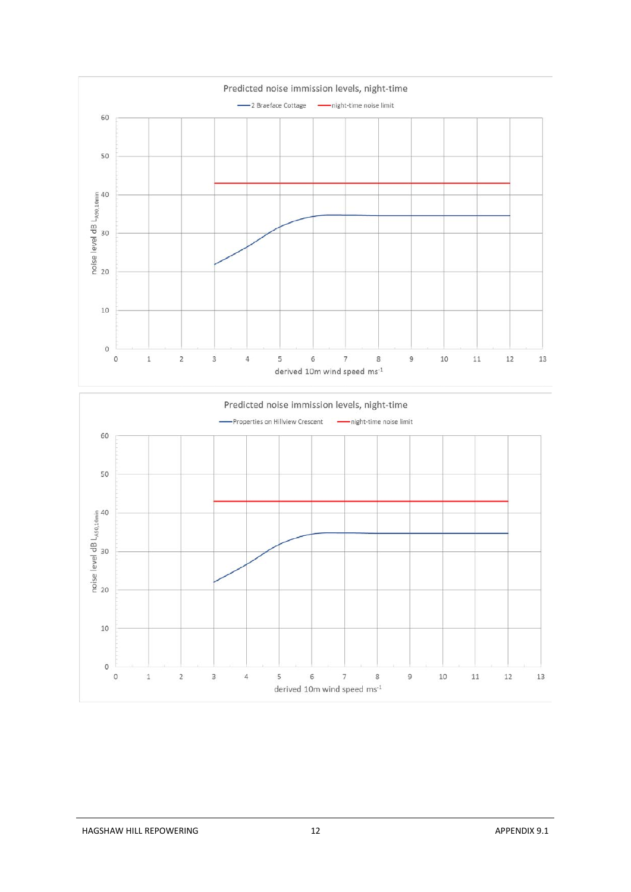Predicted noise immission levels, night-time

—2 Braeface Cottage —night-time noise limit

noise level dB $L_{A90,10min}$

derived 10m wind speed $ms^{-1}$

Predicted noise immission levels, night-time

—Properties on Hillview Crescent —night-time noise limit

noise level dB $L_{A90,10min}$

derived 10m wind speed $ms^{-1}$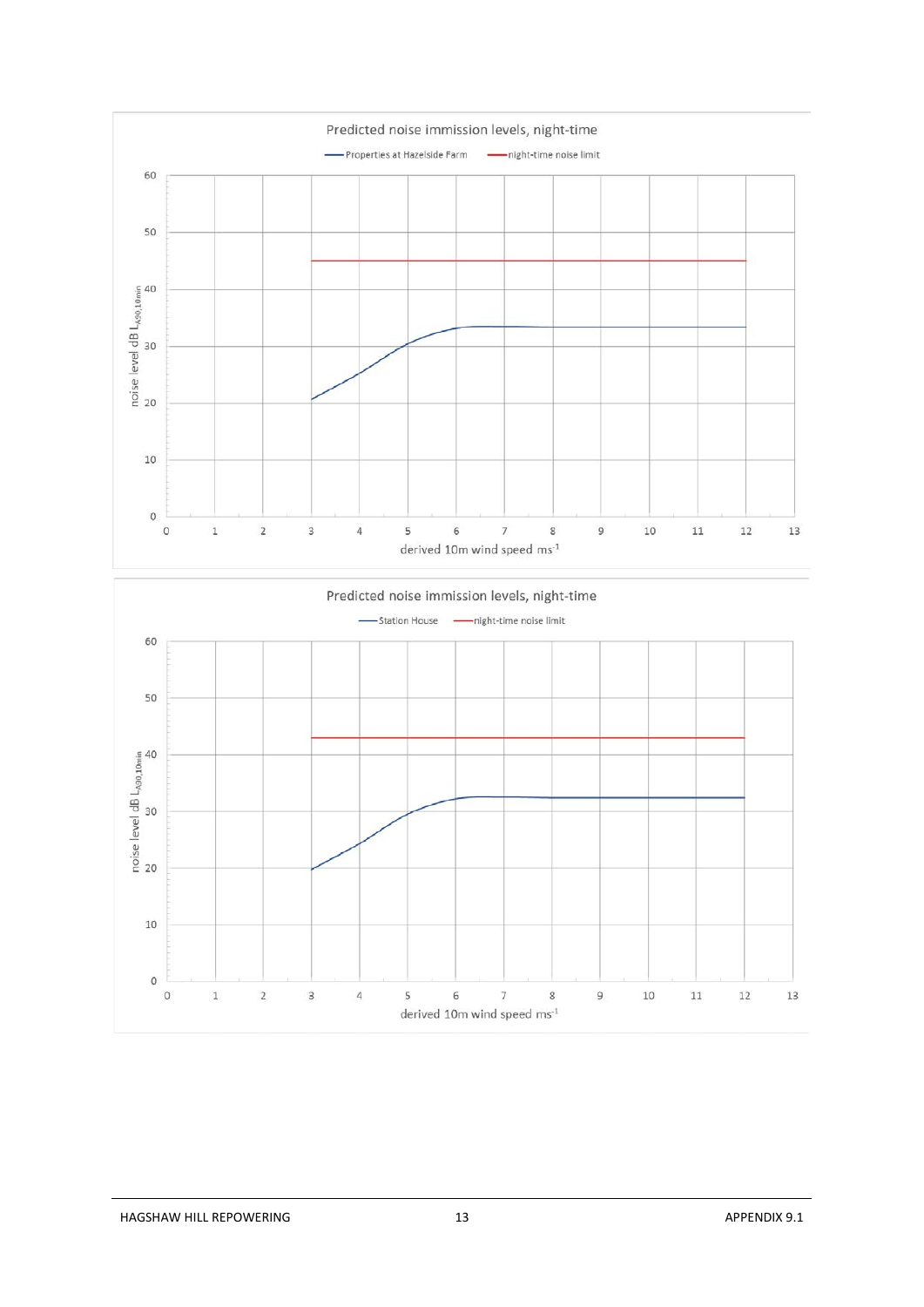Predicted noise immission levels, night-time

Properties at Hazelside Farm — night-time noise limit

noise level dB $L_{A90,10min}$

derived 10m wind speed $ms^{-1}$

Predicted noise immission levels, night-time

Station House — night-time noise limit

noise level dB $L_{A90,10min}$

derived 10m wind speed $ms^{-1}$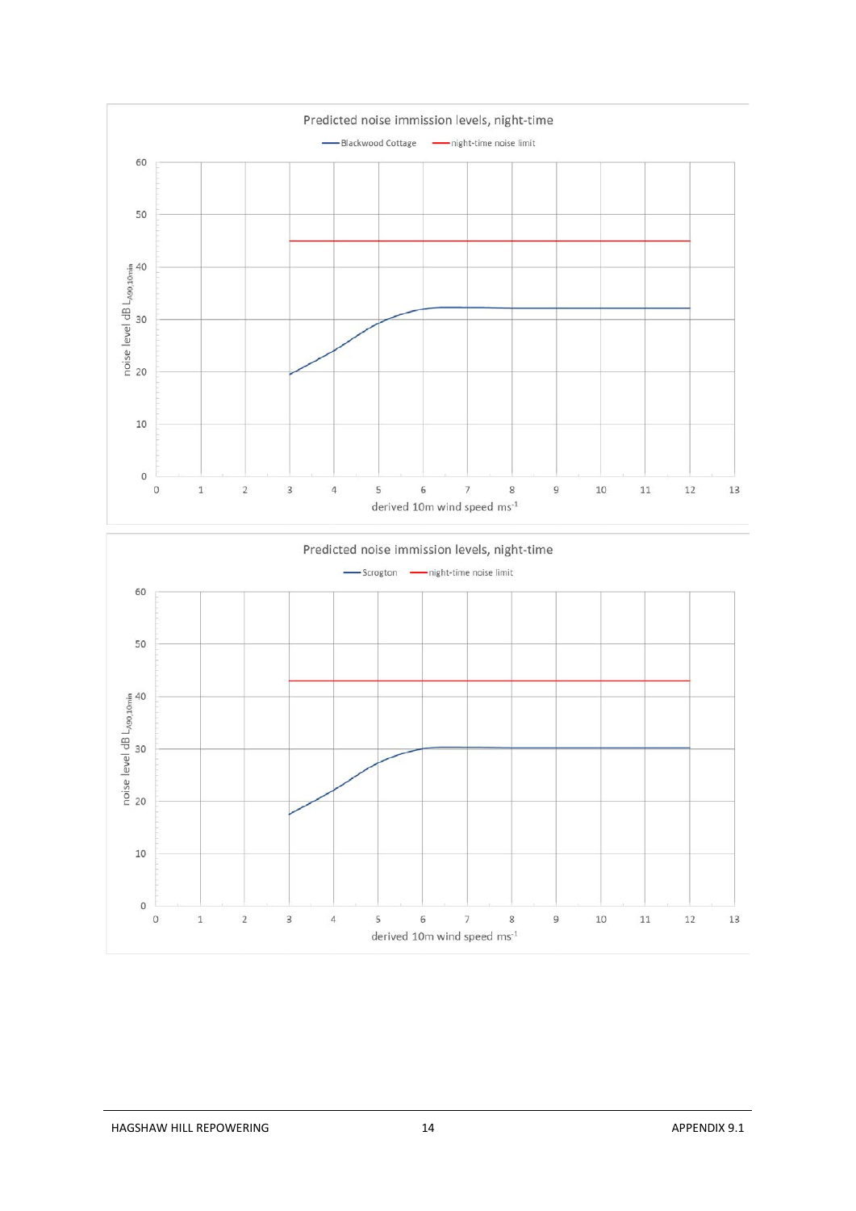Predicted noise immission levels, night-time

Blackwood Cottage — night-time noise limit

noise level dB $L_{A90,10min}$

derived 10m wind speed $ms^{-1}$

Predicted noise immission levels, night-time

Scrogton — night-time noise limit

noise level dB $L_{A90,10min}$

derived 10m wind speed $ms^{-1}$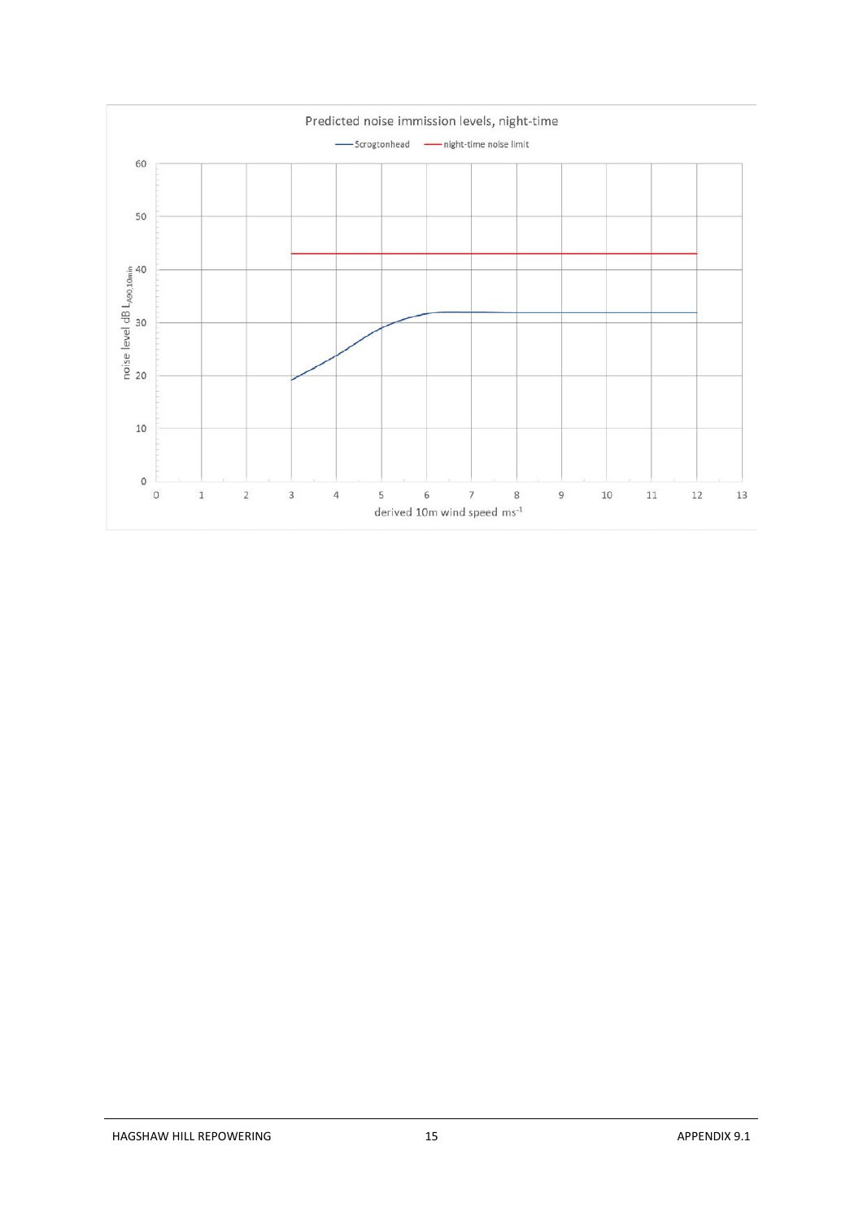Predicted noise immission levels, night-time

Scrogtonhead

night-time noise limit

noise level dB $L_{A90,10min}$

60

50

40

30

20

10

0

0 1 2 3 4 5 6 7 8 9 10 11 12 13

derived 10m wind speed $ms^{-1}$